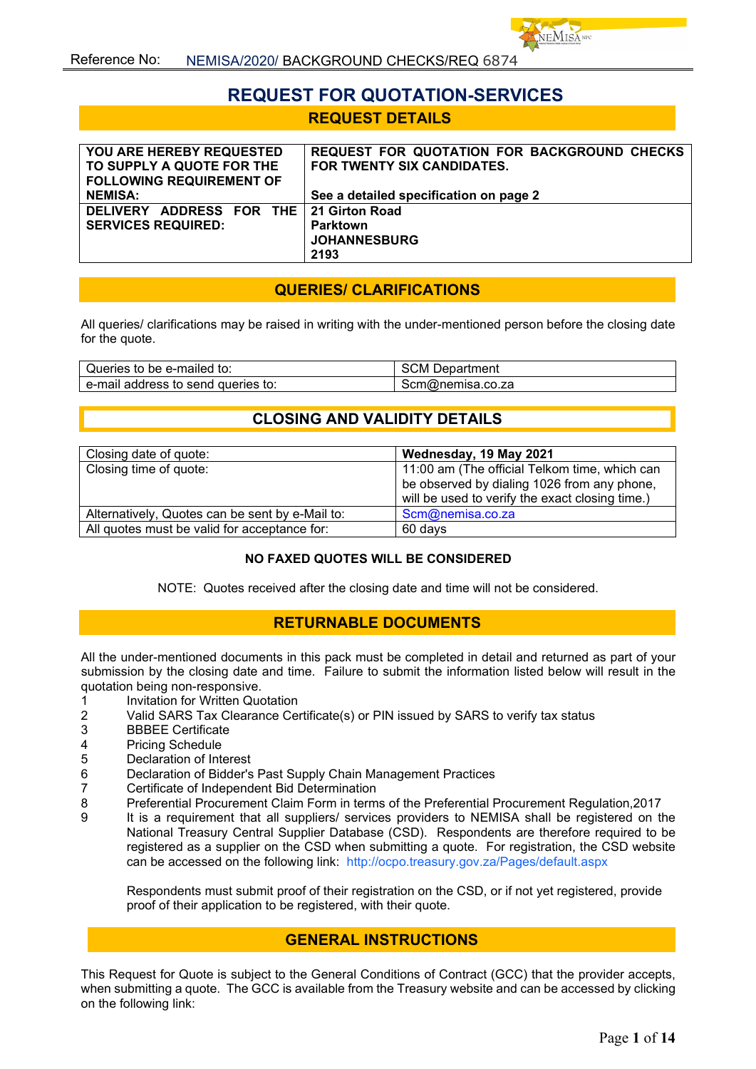Reference No: NEMISA/2020/ BACKGROUND CHECKS/REQ 6874

# REQUEST FOR QUOTATION-SERVICES

## REQUEST DETAILS

| YOU ARE HEREBY REQUESTED TO SUPPLY A QUOTE FOR THE FOLLOWING REQUIREMENT OF NEMISA: | REQUEST FOR QUOTATION FOR BACKGROUND CHECKS FOR TWENTY SIX CANDIDATES.<br><br>See a detailed specification on page 2 |
|---|---|
| DELIVERY ADDRESS FOR THE SERVICES REQUIRED: | 21 Girton Road<br>Parktown<br>JOHANNESBURG<br>2193 |

## QUERIES/ CLARIFICATIONS

All queries/ clarifications may be raised in writing with the under-mentioned person before the closing date for the quote.

| Queries to be e-mailed to: | SCM Department |
|---|---|
| e-mail address to send queries to: | Scm@nemisa.co.za |

## CLOSING AND VALIDITY DETAILS

| Closing date of quote: | **Wednesday, 19 May 2021** |
|---|---|
| Closing time of quote: | 11:00 am (The official Telkom time, which can be observed by dialing 1026 from any phone, will be used to verify the exact closing time.) |
| Alternatively, Quotes can be sent by e-Mail to: | Scm@nemisa.co.za |
| All quotes must be valid for acceptance for: | 60 days |

**NO FAXED QUOTES WILL BE CONSIDRED**

NOTE: Quotes received after the closing date and time will not be considered.

## RETURNABLE DOCUMENTS

All the under-mentioned documents in this pack must be completed in detail and returned as part of your submission by the closing date and time. Failure to submit the information listed below will result in the quotation being non-responsive.

1. Invitation for Written Quotation
2. Valid SARS Tax Clearance Certificate(s) or PIN issued by SARS to verify tax status
3. BBBEE Certificate
4. Pricing Schedule
5. Declaration of Interest
6. Declaration of Bidder's Past Supply Chain Management Practices
7. Certificate of Independent Bid Determination
8. Preferential Procurement Claim Form in terms of the Preferential Procurement Regulation,2017
9. It is a requirement that all suppliers/ services providers to NEMISA shall be registered on the National Treasury Central Supplier Database (CSD). Respondents are therefore required to be registered as a supplier on the CSD when submitting a quote. For registration, the CSD website can be accessed on the following link: http://ocpo.treasury.gov.za/Pages/default.aspx

   Respondents must submit proof of their registration on the CSD, or if not yet registered, provide proof of their application to be registered, with their quote.

## GENERAL INSTRUCTIONS

This Request for Quote is subject to the General Conditions of Contract (GCC) that the provider accepts, when submitting a quote. The GCC is available from the Treasury website and can be accessed by clicking on the following link: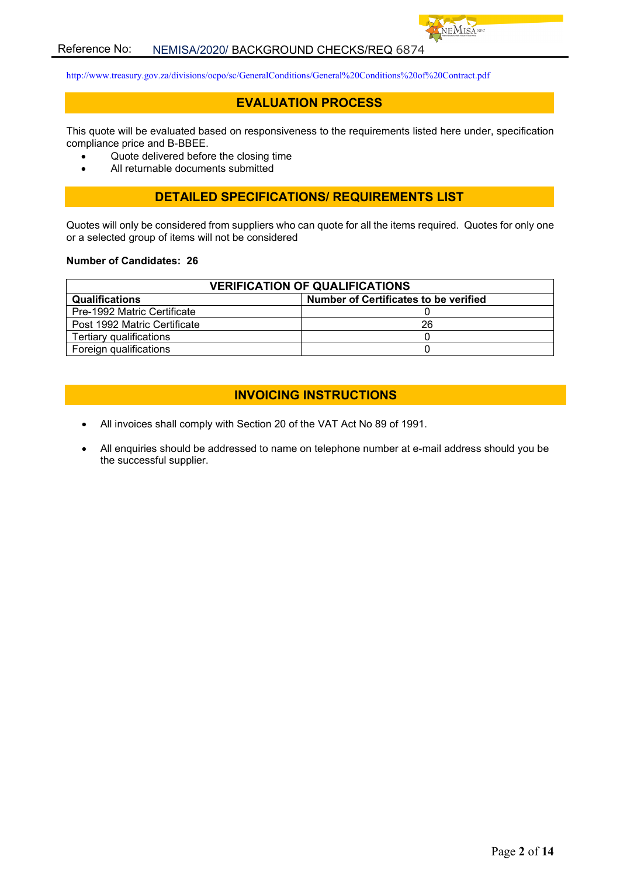http://www.treasury.gov.za/divisions/ocpo/sc/GeneralConditions/General%20Conditions%20of%20Contract.pdf

## EVALUATION PROCESS

This quote will be evaluated based on responsiveness to the requirements listed here under, specification compliance price and B-BBEE.

- Quote delivered before the closing time
- All returnable documents submitted

## DETAILED SPECIFICATIONS/ REQUIREMENTS LIST

Quotes will only be considered from suppliers who can quote for all the items required. Quotes for only one or a selected group of items will not be considered

**Number of Candidates: 26**

| VERIFICATION OF QUALIFICATIONS | |
|---|---|
| **Qualifications** | **Number of Certificates to be verified** |
| Pre-1992 Matric Certificate | 0 |
| Post 1992 Matric Certificate | 26 |
| Tertiary qualifications | 0 |
| Foreign qualifications | 0 |

## INVOICING INSTRUCTIONS

- All invoices shall comply with Section 20 of the VAT Act No 89 of 1991.
- All enquiries should be addressed to name on telephone number at e-mail address should you be the successful supplier.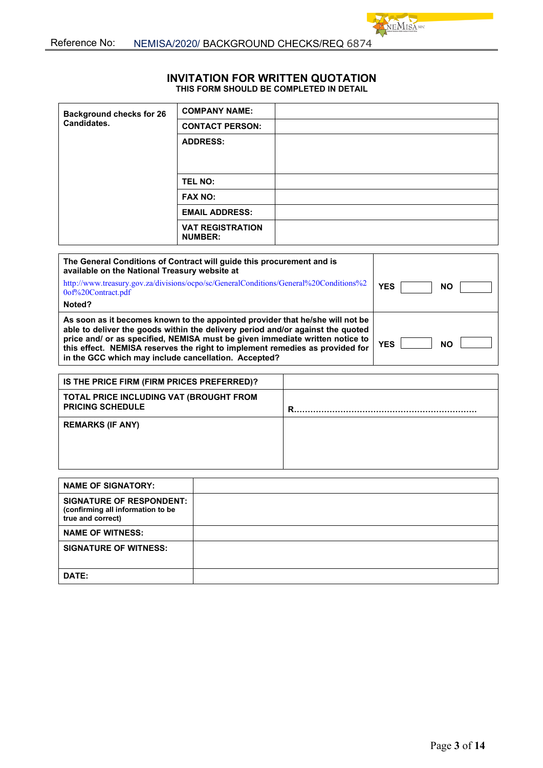# INVITATION FOR WRITTEN QUOTATION

**THIS FORM SHOULD BE COMPLETED IN DETAIL**

| Background checks for 26 Candidates. | COMPANY NAME: | |
|---|---|---|
| | CONTACT PERSON: | |
| | ADDRESS: | |
| | TEL NO: | |
| | FAX NO: | |
| | EMAIL ADDRESS: | |
| | VAT REGISTRATION NUMBER: | |

| | |
|---|---|
| **The General Conditions of Contract will guide this procurement and is available on the National Treasury website at** http://www.treasury.gov.za/divisions/ocpo/sc/GeneralConditions/General%20Conditions%20of%20Contract.pdf **Noted?** | YES ☐ NO ☐ |
| **As soon as it becomes known to the appointed provider that he/she will not be able to deliver the goods within the delivery period and/or against the quoted price and/ or as specified, NEMISA must be given immediate written notice to this effect. NEMISA reserves the right to implement remedies as provided for in the GCC which may include cancellation. Accepted?** | YES ☐ NO ☐ |

| | |
|---|---|
| **IS THE PRICE FIRM (FIRM PRICES PREFERRED)?** | |
| **TOTAL PRICE INCLUDING VAT (BROUGHT FROM PRICING SCHEDULE** | R………………………………………………………… |
| **REMARKS (IF ANY)** | |

| | |
|---|---|
| **NAME OF SIGNATORY:** | |
| **SIGNATURE OF RESPONDENT:** (confirming all information to be true and correct) | |
| **NAME OF WITNESS:** | |
| **SIGNATURE OF WITNESS:** | |
| **DATE:** | |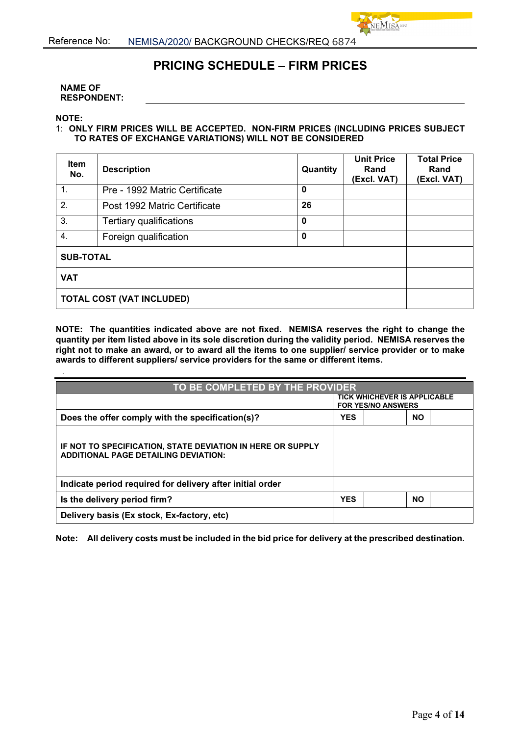Reference No: NEMISA/2020/ BACKGROUND CHECKS/REQ 6874

# PRICING SCHEDULE – FIRM PRICES

**NAME OF RESPONDENT:** ______________________________

**NOTE:**

1: **ONLY FIRM PRICES WILL BE ACCEPTED. NON-FIRM PRICES (INCLUDING PRICES SUBJECT TO RATES OF EXCHANGE VARIATIONS) WILL NOT BE CONSIDERED**

| Item No. | Description | Quantity | Unit Price Rand (Excl. VAT) | Total Price Rand (Excl. VAT) |
|---|---|---|---|---|
| 1. | Pre - 1992 Matric Certificate | **0** | | |
| 2. | Post 1992 Matric Certificate | **26** | | |
| 3. | Tertiary qualifications | **0** | | |
| 4. | Foreign qualification | **0** | | |
| **SUB-TOTAL** | | | | |
| **VAT** | | | | |
| **TOTAL COST (VAT INCLUDED)** | | | | |

**NOTE: The quantities indicated above are not fixed. NEMISA reserves the right to change the quantity per item listed above in its sole discretion during the validity period. NEMISA reserves the right not to make an award, or to award all the items to one supplier/ service provider or to make awards to different suppliers/ service providers for the same or different items.**

| TO BE COMPLETED BY THE PROVIDER | | | | |
|---|---|---|---|---|
| | **TICK WHICHEVER IS APPLICABLE FOR YES/NO ANSWERS** | | | |
| **Does the offer comply with the specification(s)?** | **YES** | | **NO** | |
| **IF NOT TO SPECIFICATION, STATE DEVIATION IN HERE OR SUPPLY ADDITIONAL PAGE DETAILING DEVIATION:** | | | | |
| **Indicate period required for delivery after initial order** | | | | |
| **Is the delivery period firm?** | **YES** | | **NO** | |
| **Delivery basis (Ex stock, Ex-factory, etc)** | | | | |

**Note: All delivery costs must be included in the bid price for delivery at the prescribed destination.**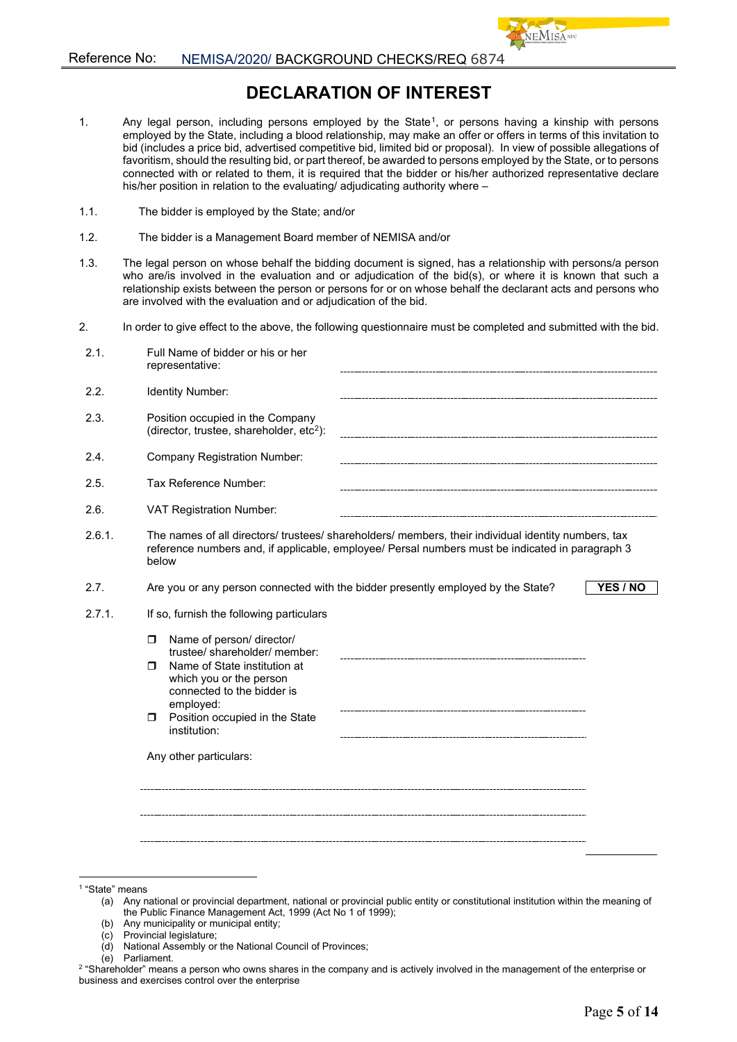# DECLARATION OF INTEREST

1. Any legal person, including persons employed by the State[1], or persons having a kinship with persons employed by the State, including a blood relationship, may make an offer or offers in terms of this invitation to bid (includes a price bid, advertised competitive bid, limited bid or proposal). In view of possible allegations of favoritism, should the resulting bid, or part thereof, be awarded to persons employed by the State, or to persons connected with or related to them, it is required that the bidder or his/her authorized representative declare his/her position in relation to the evaluating/ adjudicating authority where –

1.1. The bidder is employed by the State; and/or

1.2. The bidder is a Management Board member of NEMISA and/or

1.3. The legal person on whose behalf the bidding document is signed, has a relationship with persons/a person who are/is involved in the evaluation and or adjudication of the bid(s), or where it is known that such a relationship exists between the person or persons for or on whose behalf the declarant acts and persons who are involved with the evaluation and or adjudication of the bid.

2. In order to give effect to the above, the following questionnaire must be completed and submitted with the bid.

2.1. Full Name of bidder or his or her representative: ..............................

2.2. Identity Number: ..............................

2.3. Position occupied in the Company (director, trustee, shareholder, etc[2]): ..............................

2.4. Company Registration Number: ..............................

2.5. Tax Reference Number: ..............................

2.6. VAT Registration Number: ..............................

2.6.1. The names of all directors/ trustees/ shareholders/ members, their individual identity numbers, tax reference numbers and, if applicable, employee/ Persal numbers must be indicated in paragraph 3 below

2.7. Are you or any person connected with the bidder presently employed by the State? **YES / NO**

2.7.1. If so, furnish the following particulars

- ❒ Name of person/ director/ trustee/ shareholder/ member: ..............................
- ❒ Name of State institution at which you or the person connected to the bidder is employed: ..............................
- ❒ Position occupied in the State institution: ..............................

Any other particulars:

..............................

..............................

..............................

---

[1] "State" means
(a) Any national or provincial department, national or provincial public entity or constitutional institution within the meaning of the Public Finance Management Act, 1999 (Act No 1 of 1999);
(b) Any municipality or municipal entity;
(c) Provincial legislature;
(d) National Assembly or the National Council of Provinces;
(e) Parliament.

[2] "Shareholder" means a person who owns shares in the company and is actively involved in the management of the enterprise or business and exercises control over the enterprise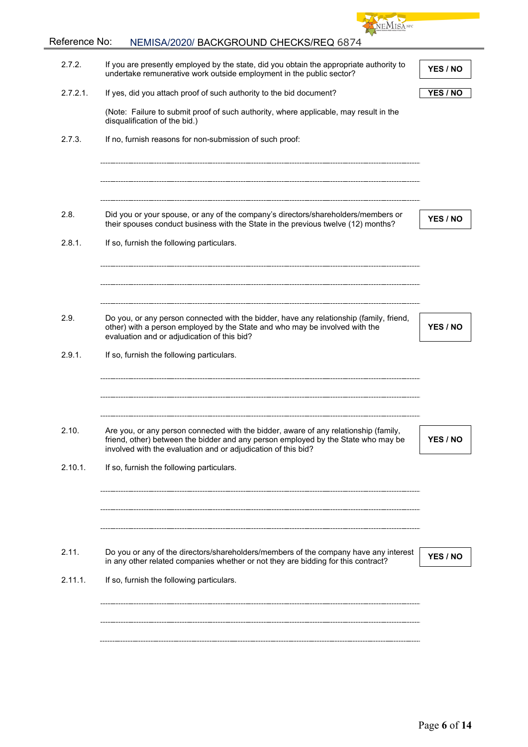| | | |
|---|---|---|
| 2.7.2. | If you are presently employed by the state, did you obtain the appropriate authority to undertake remunerative work outside employment in the public sector? | **YES / NO** |
| 2.7.2.1. | If yes, did you attach proof of such authority to the bid document? | **YES / NO** |
| | (Note: Failure to submit proof of such authority, where applicable, may result in the disqualification of the bid.) | |
| 2.7.3. | If no, furnish reasons for non-submission of such proof: | |

---------------------------------------------------------------------------------------------

---------------------------------------------------------------------------------------------

---------------------------------------------------------------------------------------------

| | | |
|---|---|---|
| 2.8. | Did you or your spouse, or any of the company's directors/shareholders/members or their spouses conduct business with the State in the previous twelve (12) months? | **YES / NO** |
| 2.8.1. | If so, furnish the following particulars. | |

---------------------------------------------------------------------------------------------

---------------------------------------------------------------------------------------------

---------------------------------------------------------------------------------------------

| | | |
|---|---|---|
| 2.9. | Do you, or any person connected with the bidder, have any relationship (family, friend, other) with a person employed by the State and who may be involved with the evaluation and or adjudication of this bid? | **YES / NO** |
| 2.9.1. | If so, furnish the following particulars. | |

---------------------------------------------------------------------------------------------

---------------------------------------------------------------------------------------------

---------------------------------------------------------------------------------------------

| | | |
|---|---|---|
| 2.10. | Are you, or any person connected with the bidder, aware of any relationship (family, friend, other) between the bidder and any person employed by the State who may be involved with the evaluation and or adjudication of this bid? | **YES / NO** |
| 2.10.1. | If so, furnish the following particulars. | |

---------------------------------------------------------------------------------------------

---------------------------------------------------------------------------------------------

---------------------------------------------------------------------------------------------

| | | |
|---|---|---|
| 2.11. | Do you or any of the directors/shareholders/members of the company have any interest in any other related companies whether or not they are bidding for this contract? | **YES / NO** |
| 2.11.1. | If so, furnish the following particulars. | |

---------------------------------------------------------------------------------------------

---------------------------------------------------------------------------------------------

---------------------------------------------------------------------------------------------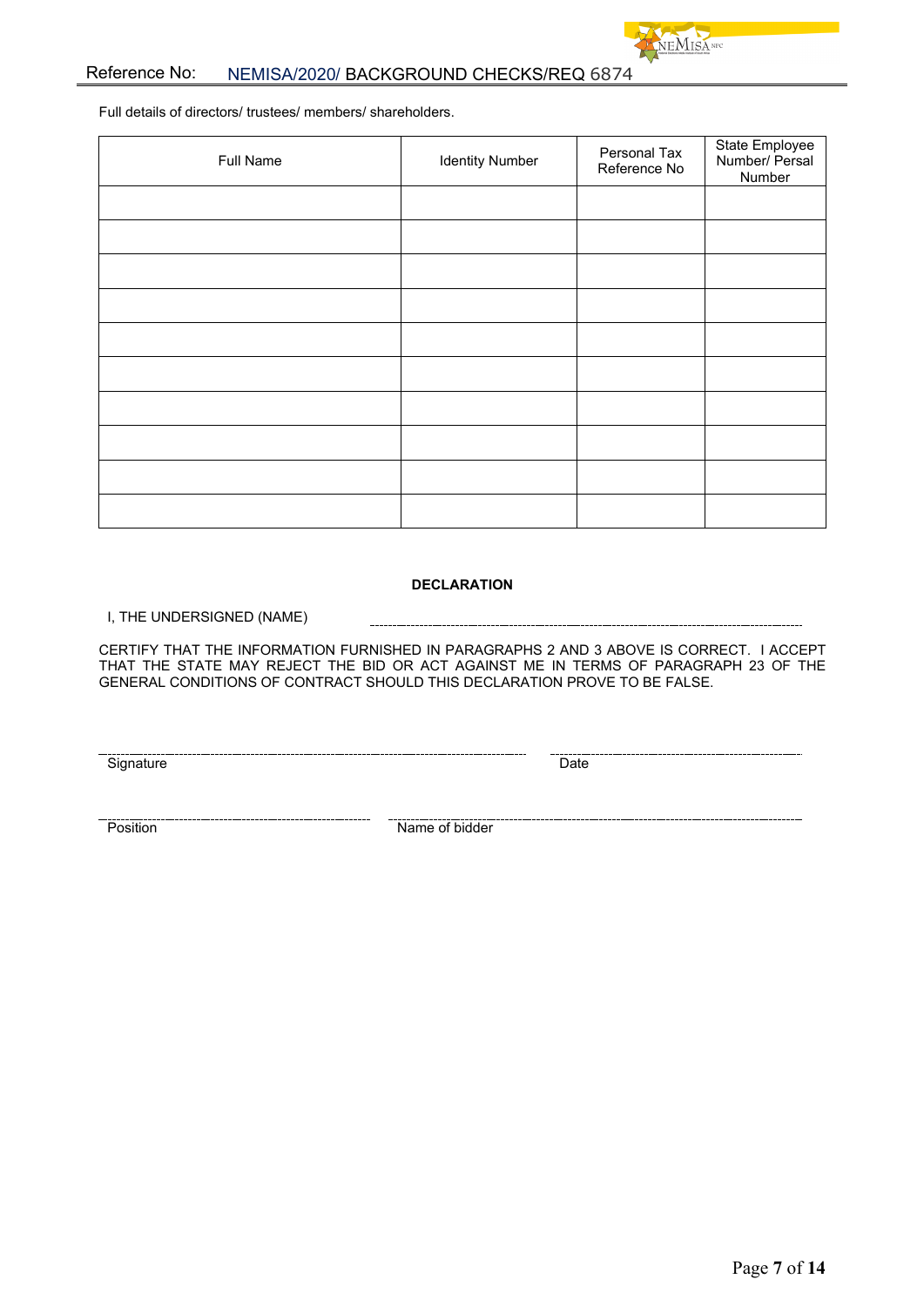Full details of directors/ trustees/ members/ shareholders.

| Full Name | Identity Number | Personal Tax Reference No | State Employee Number/ Persal Number |
|---|---|---|---|
| | | | |
| | | | |
| | | | |
| | | | |
| | | | |
| | | | |
| | | | |
| | | | |
| | | | |
| | | | |

**DECLARATION**

I, THE UNDERSIGNED (NAME) ………………………………………………………………

CERTIFY THAT THE INFORMATION FURNISHED IN PARAGRAPHS 2 AND 3 ABOVE IS CORRECT. I ACCEPT THAT THE STATE MAY REJECT THE BID OR ACT AGAINST ME IN TERMS OF PARAGRAPH 23 OF THE GENERAL CONDITIONS OF CONTRACT SHOULD THIS DECLARATION PROVE TO BE FALSE.

……………………………………………… ………………………………
Signature Date

……………………………………………… ………………………………
Position Name of bidder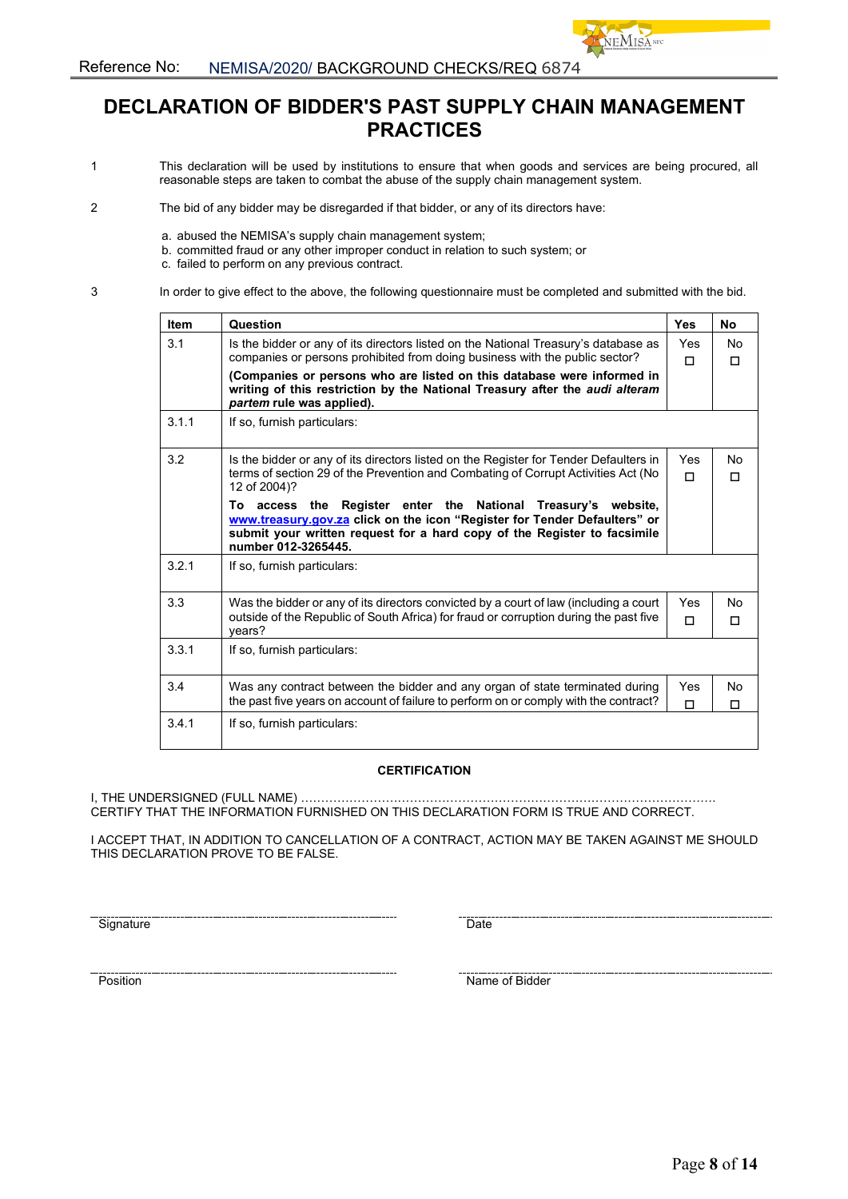Reference No: NEMISA/2020/ BACKGROUND CHECKS/REQ 6874

# DECLARATION OF BIDDER'S PAST SUPPLY CHAIN MANAGEMENT PRACTICES

1 This declaration will be used by institutions to ensure that when goods and services are being procured, all reasonable steps are taken to combat the abuse of the supply chain management system.

2 The bid of any bidder may be disregarded if that bidder, or any of its directors have:

a. abused the NEMISA's supply chain management system;
b. committed fraud or any other improper conduct in relation to such system; or
c. failed to perform on any previous contract.

3 In order to give effect to the above, the following questionnaire must be completed and submitted with the bid.

| Item | Question | Yes | No |
|---|---|---|---|
| 3.1 | Is the bidder or any of its directors listed on the National Treasury's database as companies or persons prohibited from doing business with the public sector? **(Companies or persons who are listed on this database were informed in writing of this restriction by the National Treasury after the *audi alteram partem* rule was applied).** | Yes ☐ | No ☐ |
| 3.1.1 | If so, furnish particulars: | | |
| 3.2 | Is the bidder or any of its directors listed on the Register for Tender Defaulters in terms of section 29 of the Prevention and Combating of Corrupt Activities Act (No 12 of 2004)? **To access the Register enter the National Treasury's website, www.treasury.gov.za click on the icon "Register for Tender Defaulters" or submit your written request for a hard copy of the Register to facsimile number 012-3265445.** | Yes ☐ | No ☐ |
| 3.2.1 | If so, furnish particulars: | | |
| 3.3 | Was the bidder or any of its directors convicted by a court of law (including a court outside of the Republic of South Africa) for fraud or corruption during the past five years? | Yes ☐ | No ☐ |
| 3.3.1 | If so, furnish particulars: | | |
| 3.4 | Was any contract between the bidder and any organ of state terminated during the past five years on account of failure to perform on or comply with the contract? | Yes ☐ | No ☐ |
| 3.4.1 | If so, furnish particulars: | | |

**CERTIFICATION**

I, THE UNDERSIGNED (FULL NAME) …………………………………………………………………………………………
CERTIFY THAT THE INFORMATION FURNISHED ON THIS DECLARATION FORM IS TRUE AND CORRECT.

I ACCEPT THAT, IN ADDITION TO CANCELLATION OF A CONTRACT, ACTION MAY BE TAKEN AGAINST ME SHOULD THIS DECLARATION PROVE TO BE FALSE.

---------------------------------------- Signature

---------------------------------------- Date

---------------------------------------- Position

---------------------------------------- Name of Bidder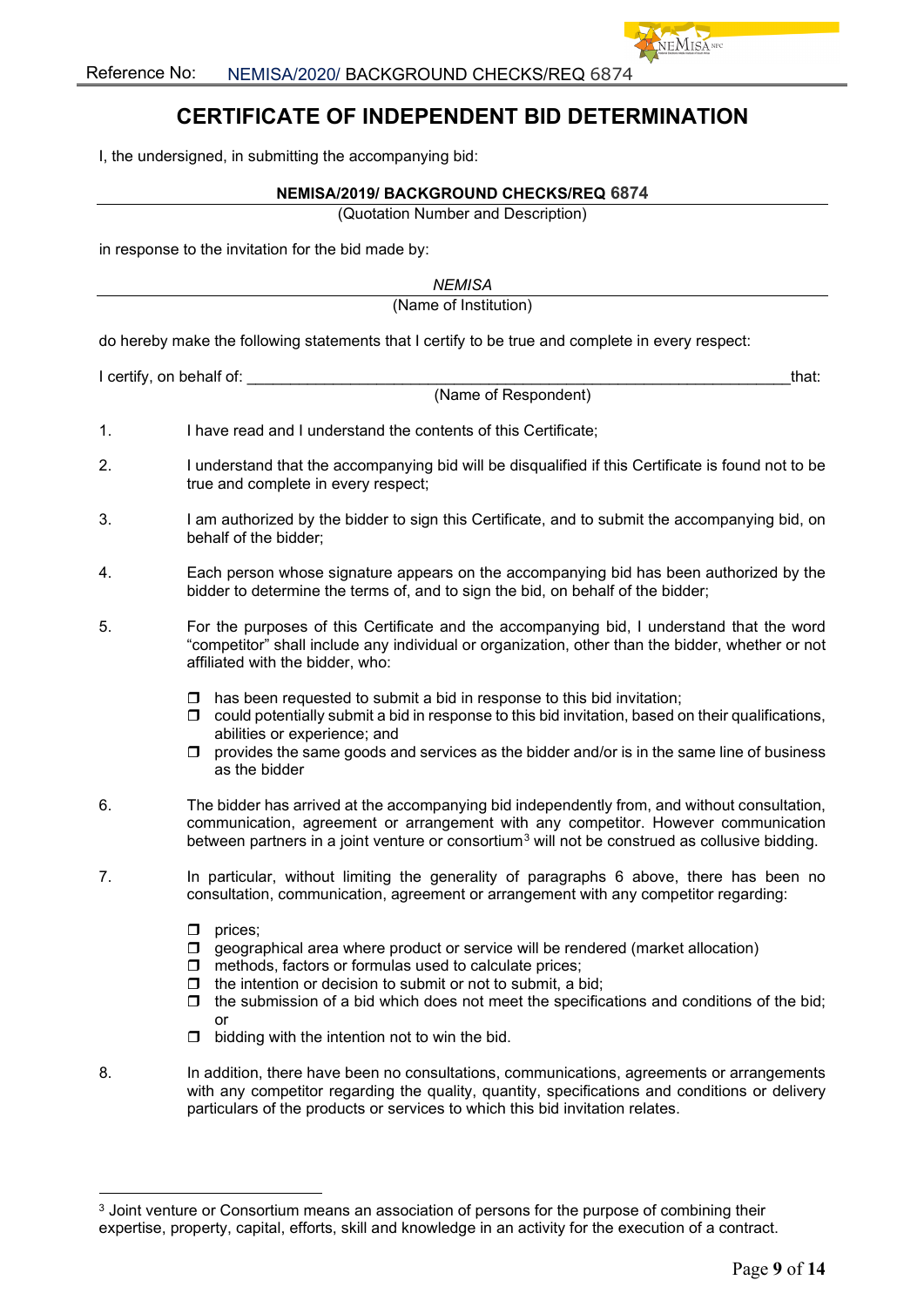Reference No: NEMISA/2020/ BACKGROUND CHECKS/REQ 6874

# CERTIFICATE OF INDEPENDENT BID DETERMINATION

I, the undersigned, in submitting the accompanying bid:

**NEMISA/2019/ BACKGROUND CHECKS/REQ 6874**
(Quotation Number and Description)

in response to the invitation for the bid made by:

*NEMISA*
(Name of Institution)

do hereby make the following statements that I certify to be true and complete in every respect:

I certify, on behalf of: ________________________________________________________________that:
(Name of Respondent)

1. I have read and I understand the contents of this Certificate;

2. I understand that the accompanying bid will be disqualified if this Certificate is found not to be true and complete in every respect;

3. I am authorized by the bidder to sign this Certificate, and to submit the accompanying bid, on behalf of the bidder;

4. Each person whose signature appears on the accompanying bid has been authorized by the bidder to determine the terms of, and to sign the bid, on behalf of the bidder;

5. For the purposes of this Certificate and the accompanying bid, I understand that the word "competitor" shall include any individual or organization, other than the bidder, whether or not affiliated with the bidder, who:

   - ❐ has been requested to submit a bid in response to this bid invitation;
   - ❐ could potentially submit a bid in response to this bid invitation, based on their qualifications, abilities or experience; and
   - ❐ provides the same goods and services as the bidder and/or is in the same line of business as the bidder

6. The bidder has arrived at the accompanying bid independently from, and without consultation, communication, agreement or arrangement with any competitor. However communication between partners in a joint venture or consortium[3] will not be construed as collusive bidding.

7. In particular, without limiting the generality of paragraphs 6 above, there has been no consultation, communication, agreement or arrangement with any competitor regarding:

   - ❐ prices;
   - ❐ geographical area where product or service will be rendered (market allocation)
   - ❐ methods, factors or formulas used to calculate prices;
   - ❐ the intention or decision to submit or not to submit, a bid;
   - ❐ the submission of a bid which does not meet the specifications and conditions of the bid; or
   - ❐ bidding with the intention not to win the bid.

8. In addition, there have been no consultations, communications, agreements or arrangements with any competitor regarding the quality, quantity, specifications and conditions or delivery particulars of the products or services to which this bid invitation relates.

---

[3] Joint venture or Consortium means an association of persons for the purpose of combining their expertise, property, capital, efforts, skill and knowledge in an activity for the execution of a contract.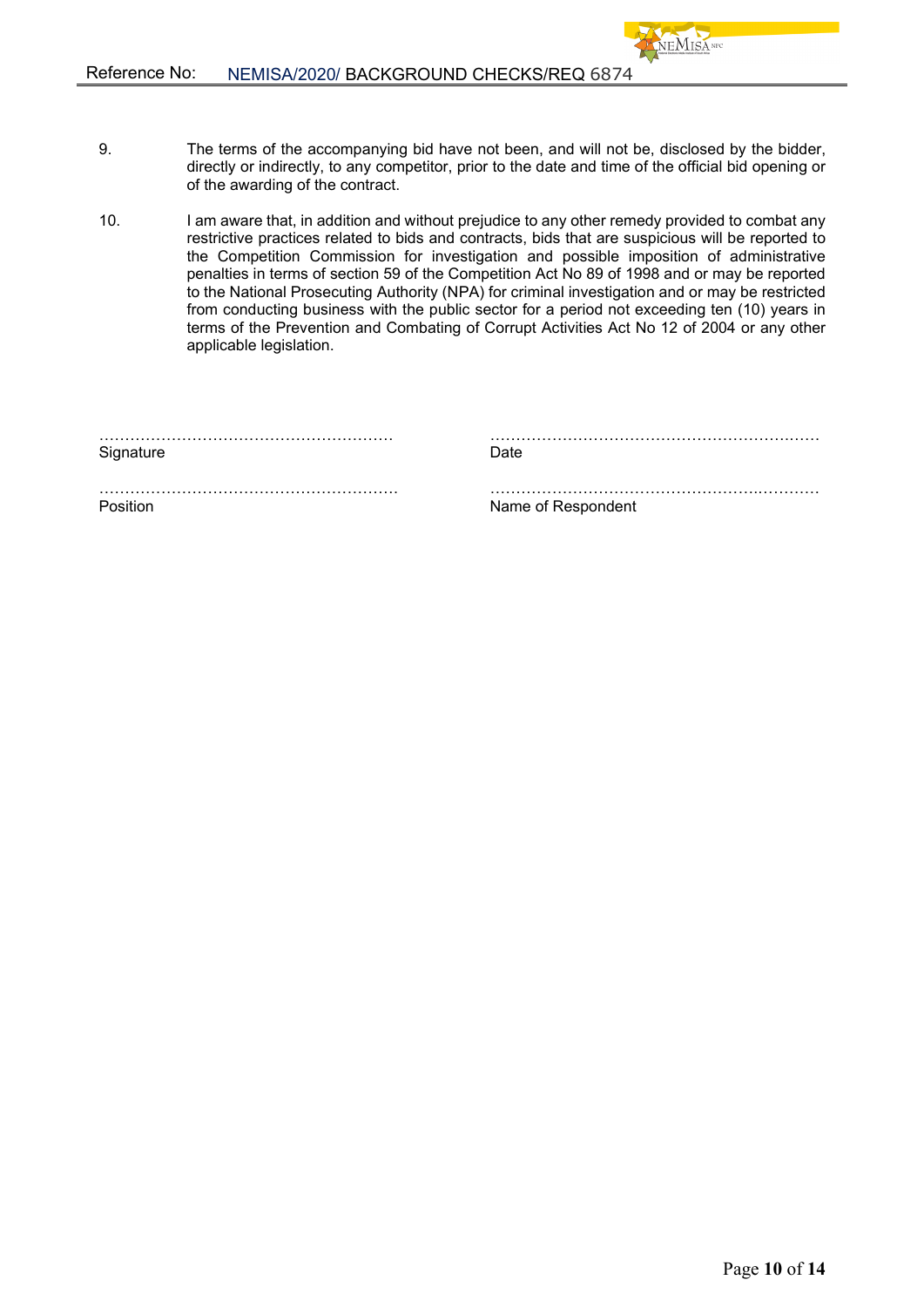9. The terms of the accompanying bid have not been, and will not be, disclosed by the bidder, directly or indirectly, to any competitor, prior to the date and time of the official bid opening or of the awarding of the contract.

10. I am aware that, in addition and without prejudice to any other remedy provided to combat any restrictive practices related to bids and contracts, bids that are suspicious will be reported to the Competition Commission for investigation and possible imposition of administrative penalties in terms of section 59 of the Competition Act No 89 of 1998 and or may be reported to the National Prosecuting Authority (NPA) for criminal investigation and or may be restricted from conducting business with the public sector for a period not exceeding ten (10) years in terms of the Prevention and Combating of Corrupt Activities Act No 12 of 2004 or any other applicable legislation.

| | |
|---|---|
| ……………………………………………… | ……………………………………………………… |
| Signature | Date |
| ……………………………………………… | ……………………………………………………… |
| Position | Name of Respondent |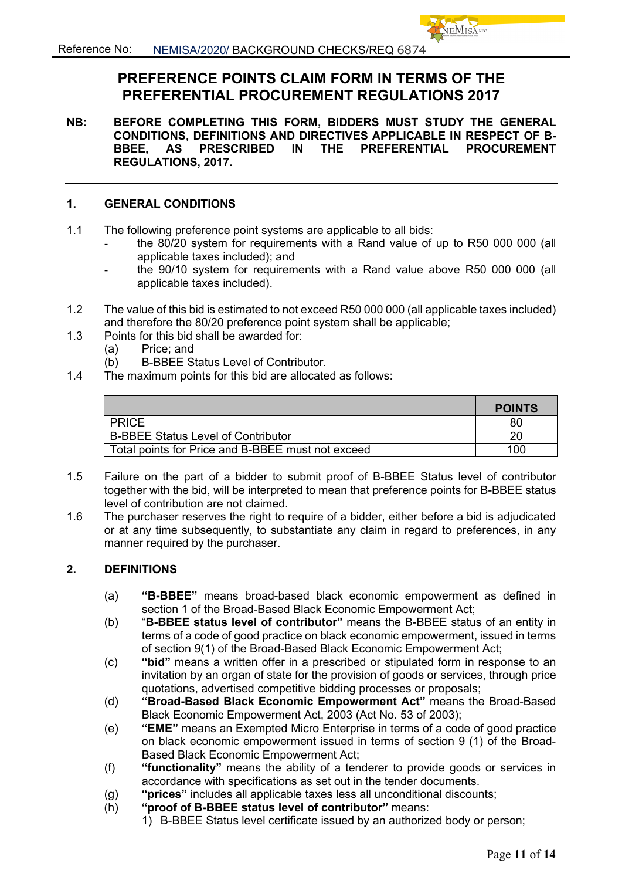Reference No: NEMISA/2020/ BACKGROUND CHECKS/REQ 6874

# PREFERENCE POINTS CLAIM FORM IN TERMS OF THE PREFERENTIAL PROCUREMENT REGULATIONS 2017

**NB: BEFORE COMPLETING THIS FORM, BIDDERS MUST STUDY THE GENERAL CONDITIONS, DEFINITIONS AND DIRECTIVES APPLICABLE IN RESPECT OF B-BBEE, AS PRESCRIBED IN THE PREFERENTIAL PROCUREMENT REGULATIONS, 2017.**

---

## 1. GENERAL CONDITIONS

1.1 The following preference point systems are applicable to all bids:
- the 80/20 system for requirements with a Rand value of up to R50 000 000 (all applicable taxes included); and
- the 90/10 system for requirements with a Rand value above R50 000 000 (all applicable taxes included).

1.2 The value of this bid is estimated to not exceed R50 000 000 (all applicable taxes included) and therefore the 80/20 preference point system shall be applicable;

1.3 Points for this bid shall be awarded for:
- (a) Price; and
- (b) B-BBEE Status Level of Contributor.

1.4 The maximum points for this bid are allocated as follows:

| | POINTS |
|---|---|
| PRICE | 80 |
| B-BBEE Status Level of Contributor | 20 |
| Total points for Price and B-BBEE must not exceed | 100 |

1.5 Failure on the part of a bidder to submit proof of B-BBEE Status level of contributor together with the bid, will be interpreted to mean that preference points for B-BBEE status level of contribution are not claimed.

1.6 The purchaser reserves the right to require of a bidder, either before a bid is adjudicated or at any time subsequently, to substantiate any claim in regard to preferences, in any manner required by the purchaser.

## 2. DEFINITIONS

(a) **"B-BBEE"** means broad-based black economic empowerment as defined in section 1 of the Broad-Based Black Economic Empowerment Act;

(b) "**B-BBEE status level of contributor"** means the B-BBEE status of an entity in terms of a code of good practice on black economic empowerment, issued in terms of section 9(1) of the Broad-Based Black Economic Empowerment Act;

(c) **"bid"** means a written offer in a prescribed or stipulated form in response to an invitation by an organ of state for the provision of goods or services, through price quotations, advertised competitive bidding processes or proposals;

(d) **"Broad-Based Black Economic Empowerment Act"** means the Broad-Based Black Economic Empowerment Act, 2003 (Act No. 53 of 2003);

(e) **"EME"** means an Exempted Micro Enterprise in terms of a code of good practice on black economic empowerment issued in terms of section 9 (1) of the Broad-Based Black Economic Empowerment Act;

(f) **"functionality"** means the ability of a tenderer to provide goods or services in accordance with specifications as set out in the tender documents.

(g) **"prices"** includes all applicable taxes less all unconditional discounts;

(h) **"proof of B-BBEE status level of contributor"** means:

1) B-BBEE Status level certificate issued by an authorized body or person;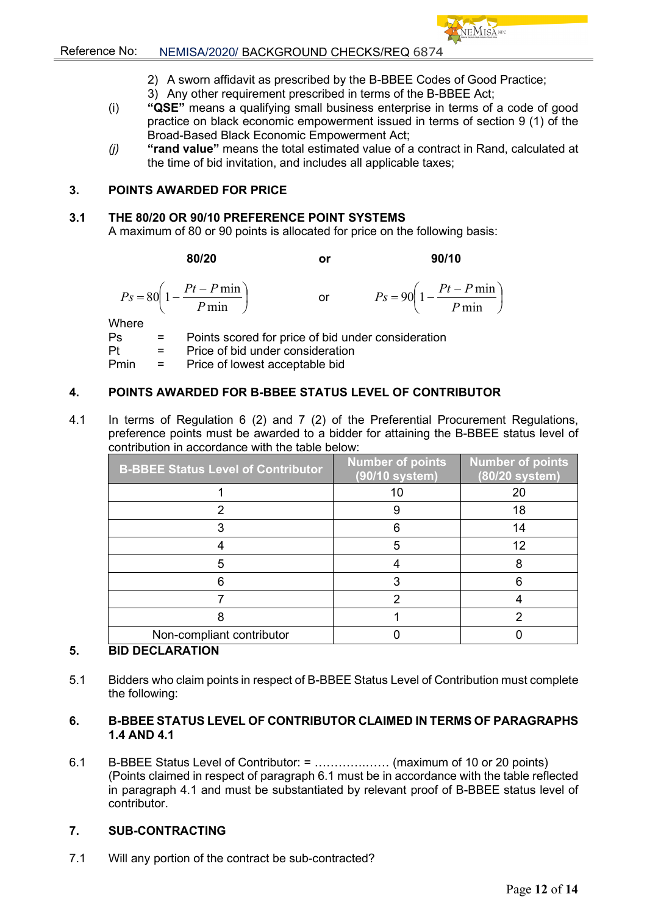2) A sworn affidavit as prescribed by the B-BBEE Codes of Good Practice;
3) Any other requirement prescribed in terms of the B-BBEE Act;

(i) **"QSE"** means a qualifying small business enterprise in terms of a code of good practice on black economic empowerment issued in terms of section 9 (1) of the Broad-Based Black Economic Empowerment Act;

*(j)* **"rand value"** means the total estimated value of a contract in Rand, calculated at the time of bid invitation, and includes all applicable taxes;

## 3. POINTS AWARDED FOR PRICE

### 3.1 THE 80/20 OR 90/10 PREFERENCE POINT SYSTEMS

A maximum of 80 or 90 points is allocated for price on the following basis:

**80/20** or **90/10**

$$Ps = 80\left(1 - \frac{Pt - P\min}{P\min}\right) \quad \text{or} \quad Ps = 90\left(1 - \frac{Pt - P\min}{P\min}\right)$$

Where

Ps = Points scored for price of bid under consideration

Pt = Price of bid under consideration

Pmin = Price of lowest acceptable bid

## 4. POINTS AWARDED FOR B-BBEE STATUS LEVEL OF CONTRIBUTOR

4.1 In terms of Regulation 6 (2) and 7 (2) of the Preferential Procurement Regulations, preference points must be awarded to a bidder for attaining the B-BBEE status level of contribution in accordance with the table below:

| B-BBEE Status Level of Contributor | Number of points (90/10 system) | Number of points (80/20 system) |
|---|---|---|
| 1 | 10 | 20 |
| 2 | 9 | 18 |
| 3 | 6 | 14 |
| 4 | 5 | 12 |
| 5 | 4 | 8 |
| 6 | 3 | 6 |
| 7 | 2 | 4 |
| 8 | 1 | 2 |
| Non-compliant contributor | 0 | 0 |

## 5. BID DECLARATION

5.1 Bidders who claim points in respect of B-BBEE Status Level of Contribution must complete the following:

## 6. B-BBEE STATUS LEVEL OF CONTRIBUTOR CLAIMED IN TERMS OF PARAGRAPHS 1.4 AND 4.1

6.1 B-BBEE Status Level of Contributor: = ……………..… (maximum of 10 or 20 points)
(Points claimed in respect of paragraph 6.1 must be in accordance with the table reflected in paragraph 4.1 and must be substantiated by relevant proof of B-BBEE status level of contributor.

## 7. SUB-CONTRACTING

7.1 Will any portion of the contract be sub-contracted?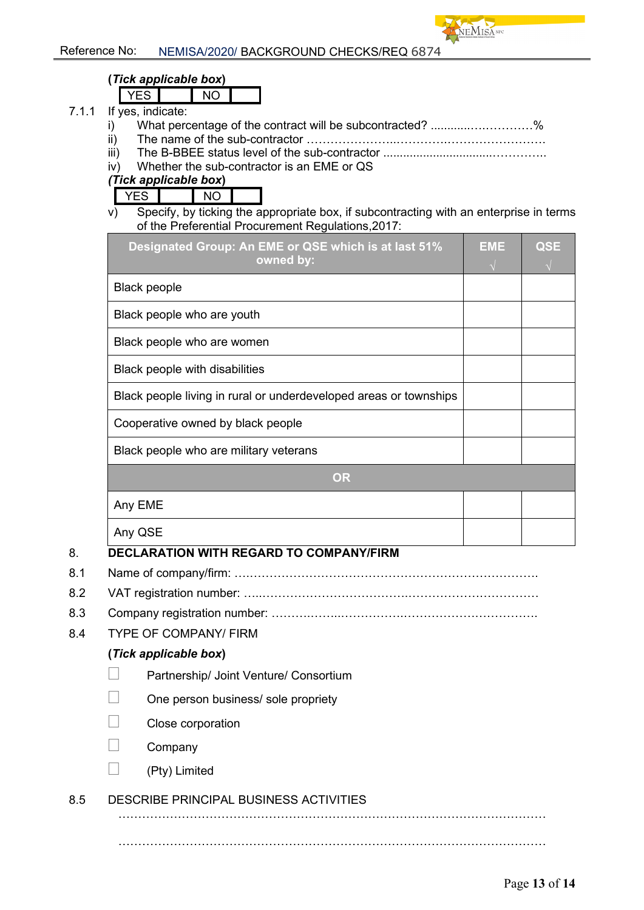**(*Tick applicable box*)**

| YES | | NO | |
|---|---|---|---|

7.1.1 If yes, indicate:

i) What percentage of the contract will be subcontracted? ............….…………%

ii) The name of the sub-contractor …………………..………….…………………….

iii) The B-BBEE status level of the sub-contractor ................................……………..

iv) Whether the sub-contractor is an EME or QS

***(Tick applicable box)***

| YES | | NO | |
|---|---|---|---|

v) Specify, by ticking the appropriate box, if subcontracting with an enterprise in terms of the Preferential Procurement Regulations,2017:

| Designated Group: An EME or QSE which is at last 51% owned by: | EME √ | QSE √ |
|---|---|---|
| Black people | | |
| Black people who are youth | | |
| Black people who are women | | |
| Black people with disabilities | | |
| Black people living in rural or underdeveloped areas or townships | | |
| Cooperative owned by black people | | |
| Black people who are military veterans | | |
| **OR** | | |
| Any EME | | |
| Any QSE | | |

**8. DECLARATION WITH REGARD TO COMPANY/FIRM**

8.1 Name of company/firm: ….………………………………………………………………….

8.2 VAT registration number: …..……………………………….…………………………………

8.3 Company registration number: ……….……..…………….…………………………….

8.4 TYPE OF COMPANY/ FIRM

**(*Tick applicable box*)**

- ☐ Partnership/ Joint Venture/ Consortium
- ☐ One person business/ sole propriety
- ☐ Close corporation
- ☐ Company
- ☐ (Pty) Limited

8.5 DESCRIBE PRINCIPAL BUSINESS ACTIVITIES

…………………………………………………………………………………………………

…………………………………………………………………………………………………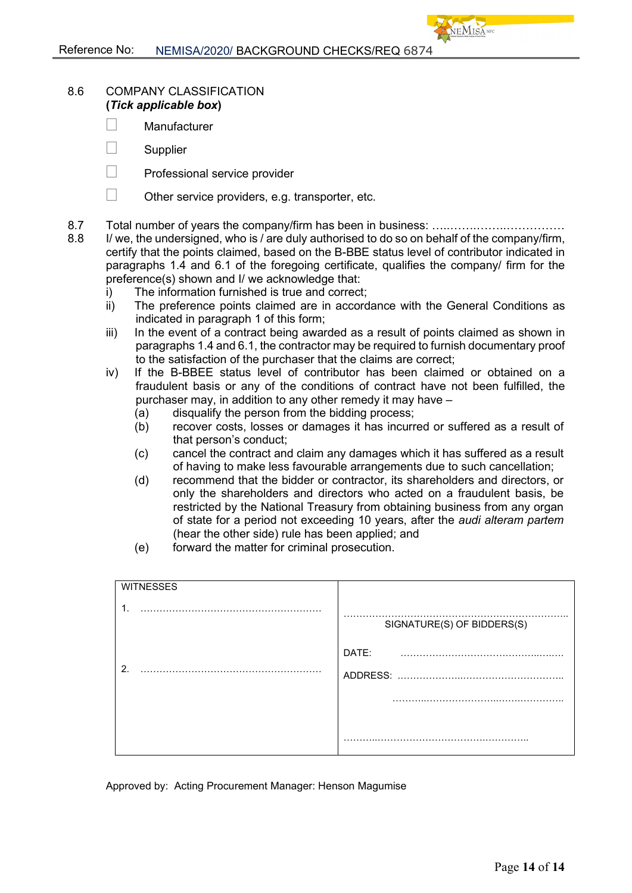8.6 COMPANY CLASSIFICATION
(***Tick applicable box***)

☐ Manufacturer

☐ Supplier

☐ Professional service provider

☐ Other service providers, e.g. transporter, etc.

8.7 Total number of years the company/firm has been in business: ………………………………

8.8 I/ we, the undersigned, who is / are duly authorised to do so on behalf of the company/firm, certify that the points claimed, based on the B-BBE status level of contributor indicated in paragraphs 1.4 and 6.1 of the foregoing certificate, qualifies the company/ firm for the preference(s) shown and I/ we acknowledge that:

i) The information furnished is true and correct;

ii) The preference points claimed are in accordance with the General Conditions as indicated in paragraph 1 of this form;

iii) In the event of a contract being awarded as a result of points claimed as shown in paragraphs 1.4 and 6.1, the contractor may be required to furnish documentary proof to the satisfaction of the purchaser that the claims are correct;

iv) If the B-BBEE status level of contributor has been claimed or obtained on a fraudulent basis or any of the conditions of contract have not been fulfilled, the purchaser may, in addition to any other remedy it may have –

(a) disqualify the person from the bidding process;

(b) recover costs, losses or damages it has incurred or suffered as a result of that person's conduct;

(c) cancel the contract and claim any damages which it has suffered as a result of having to make less favourable arrangements due to such cancellation;

(d) recommend that the bidder or contractor, its shareholders and directors, or only the shareholders and directors who acted on a fraudulent basis, be restricted by the National Treasury from obtaining business from any organ of state for a period not exceeding 10 years, after the *audi alteram partem* (hear the other side) rule has been applied; and

(e) forward the matter for criminal prosecution.

| | |
|---|---|
| WITNESSES<br><br>1. ……………………………………………………<br><br>2. …………………………………………………… | ………………………………………………………………<br>SIGNATURE(S) OF BIDDERS(S)<br><br>DATE: ……………………………………………<br><br>ADDRESS: ……………………………………………<br>……………………………………………<br><br>…………………………………………………… |

Approved by: Acting Procurement Manager: Henson Magumise